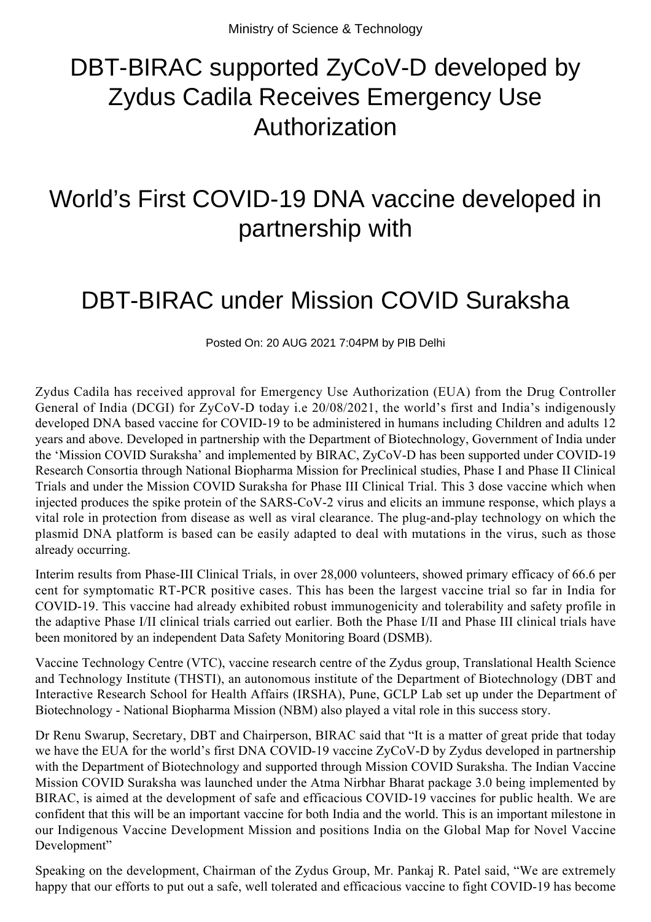Ministry of Science & Technology

# DBT-BIRAC supported ZyCoV-D developed by Zydus Cadila Receives Emergency Use Authorization

# World's First COVID-19 DNA vaccine developed in partnership with

# DBT-BIRAC under Mission COVID Suraksha

Posted On: 20 AUG 2021 7:04PM by PIB Delhi

Zydus Cadila has received approval for Emergency Use Authorization (EUA) from the Drug Controller General of India (DCGI) for ZyCoV-D today i.e 20/08/2021, the world's first and India's indigenously developed DNA based vaccine for COVID-19 to be administered in humans including Children and adults 12 years and above. Developed in partnership with the Department of Biotechnology, Government of India under the 'Mission COVID Suraksha' and implemented by BIRAC, ZyCoV-D has been supported under COVID-19 Research Consortia through National Biopharma Mission for Preclinical studies, Phase I and Phase II Clinical Trials and under the Mission COVID Suraksha for Phase III Clinical Trial. This 3 dose vaccine which when injected produces the spike protein of the SARS-CoV-2 virus and elicits an immune response, which plays a vital role in protection from disease as well as viral clearance. The plug-and-play technology on which the plasmid DNA platform is based can be easily adapted to deal with mutations in the virus, such as those already occurring.

Interim results from Phase-III Clinical Trials, in over 28,000 volunteers, showed primary efficacy of 66.6 per cent for symptomatic RT-PCR positive cases. This has been the largest vaccine trial so far in India for COVID-19. This vaccine had already exhibited robust immunogenicity and tolerability and safety profile in the adaptive Phase I/II clinical trials carried out earlier. Both the Phase I/II and Phase III clinical trials have been monitored by an independent Data Safety Monitoring Board (DSMB).

Vaccine Technology Centre (VTC), vaccine research centre of the Zydus group, Translational Health Science and Technology Institute (THSTI), an autonomous institute of the Department of Biotechnology (DBT and Interactive Research School for Health Affairs (IRSHA), Pune, GCLP Lab set up under the Department of Biotechnology - National Biopharma Mission (NBM) also played a vital role in this success story.

Dr Renu Swarup, Secretary, DBT and Chairperson, BIRAC said that "It is a matter of great pride that today we have the EUA for the world's first DNA COVID-19 vaccine ZyCoV-D by Zydus developed in partnership with the Department of Biotechnology and supported through Mission COVID Suraksha. The Indian Vaccine Mission COVID Suraksha was launched under the Atma Nirbhar Bharat package 3.0 being implemented by BIRAC, is aimed at the development of safe and efficacious COVID-19 vaccines for public health. We are confident that this will be an important vaccine for both India and the world. This is an important milestone in our Indigenous Vaccine Development Mission and positions India on the Global Map for Novel Vaccine Development"

Speaking on the development, Chairman of the Zydus Group, Mr. Pankaj R. Patel said, "We are extremely happy that our efforts to put out a safe, well tolerated and efficacious vaccine to fight COVID-19 has become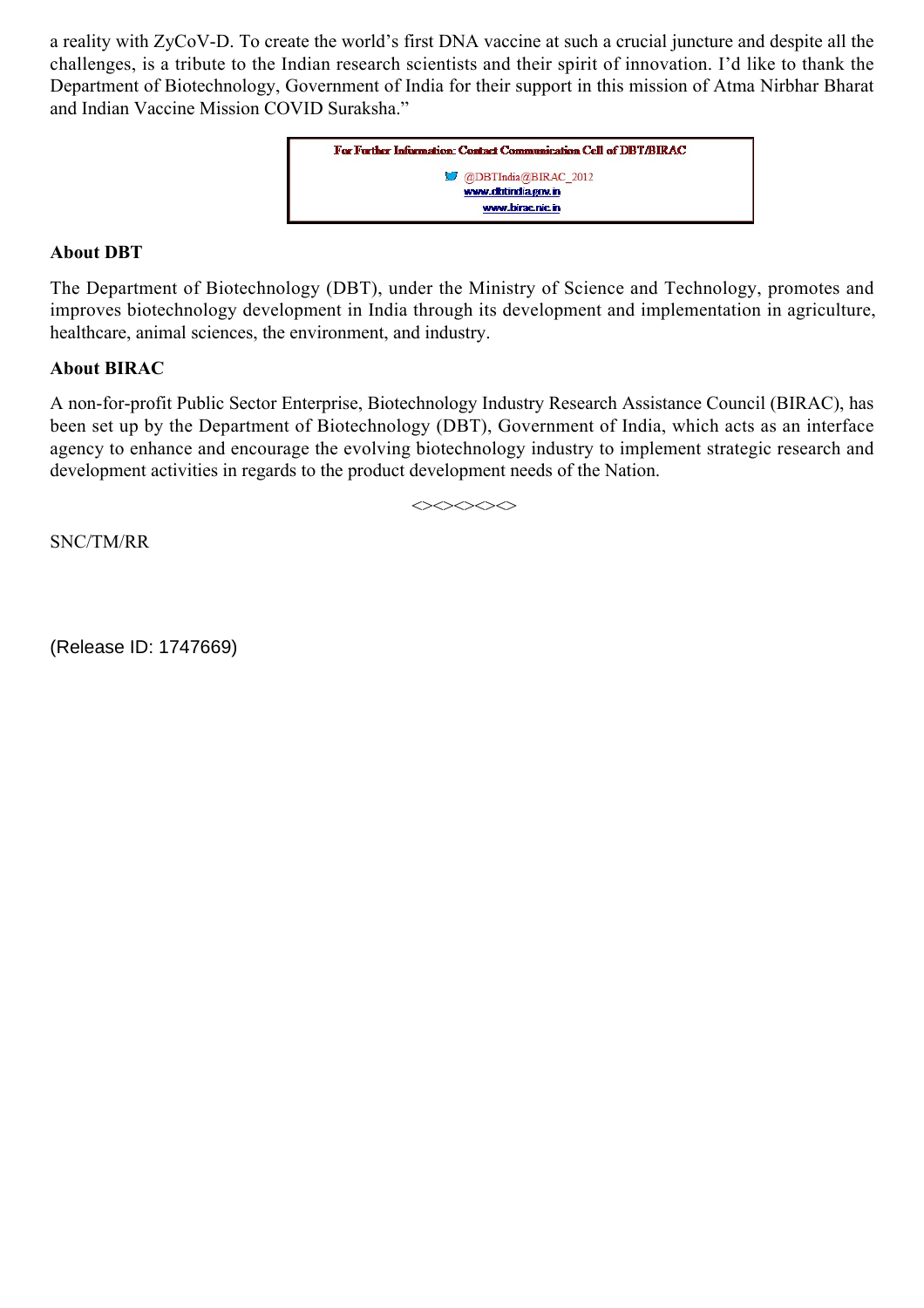a reality with ZyCoV-D. To create the world's first DNA vaccine at such a crucial juncture and despite all the challenges, is a tribute to the Indian research scientists and their spirit of innovation. I'd like to thank the Department of Biotechnology, Government of India for their support in this mission of Atma Nirbhar Bharat and Indian Vaccine Mission COVID Suraksha."

**For Further Information: Contact Communication Cell of DBT/BIRAC**

@DBTIndia@BIRAC_2012
www.dbtindia.gov.in
www.birac.nic.in

**About DBT**

The Department of Biotechnology (DBT), under the Ministry of Science and Technology, promotes and improves biotechnology development in India through its development and implementation in agriculture, healthcare, animal sciences, the environment, and industry.

**About BIRAC**

A non-for-profit Public Sector Enterprise, Biotechnology Industry Research Assistance Council (BIRAC), has been set up by the Department of Biotechnology (DBT), Government of India, which acts as an interface agency to enhance and encourage the evolving biotechnology industry to implement strategic research and development activities in regards to the product development needs of the Nation.

<><><><><>

SNC/TM/RR

(Release ID: 1747669)